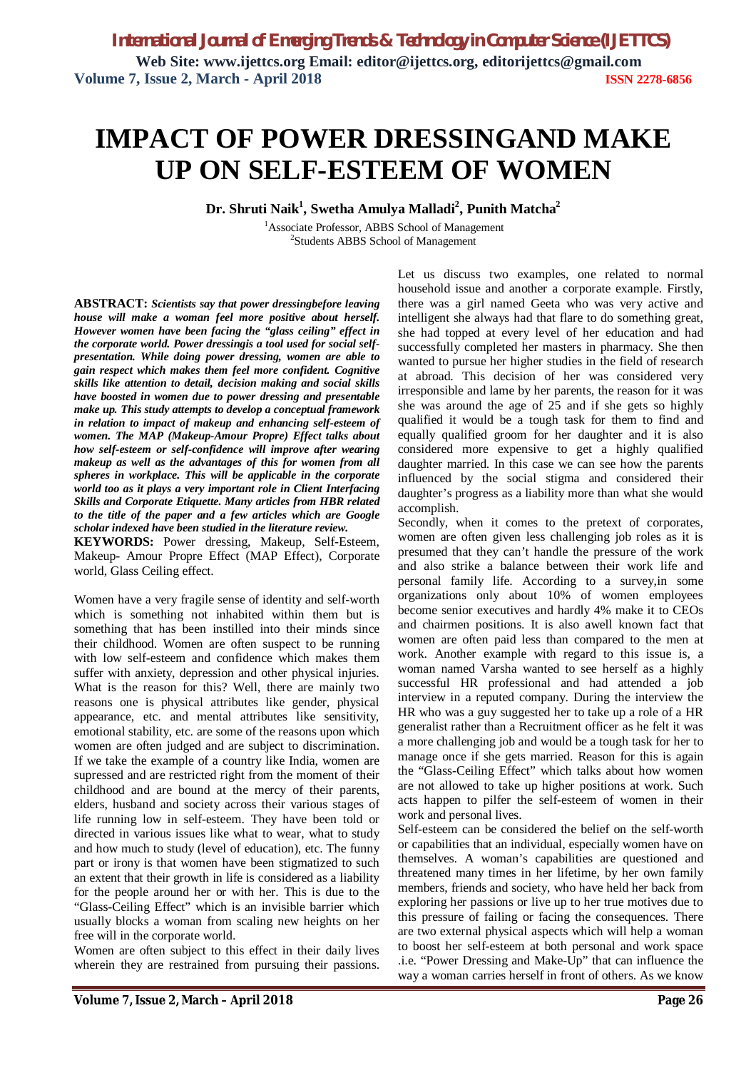# IMPACT OF POWER DRESSINGAND MAKE UP ON SELF-ESTEEM OF WOMEN

**Dr. Shruti Naik[1], Swetha Amulya Malladi[2], Punith Matcha[2]**

[1]Associate Professor, ABBS School of Management
[2]Students ABBS School of Management

**ABSTRACT:** ***Scientists say that power dressingbefore leaving house will make a woman feel more positive about herself. However women have been facing the "glass ceiling" effect in the corporate world. Power dressingis a tool used for social self-presentation. While doing power dressing, women are able to gain respect which makes them feel more confident. Cognitive skills like attention to detail, decision making and social skills have boosted in women due to power dressing and presentable make up. This study attempts to develop a conceptual framework in relation to impact of makeup and enhancing self-esteem of women. The MAP (Makeup-Amour Propre) Effect talks about how self-esteem or self-confidence will improve after wearing makeup as well as the advantages of this for women from all spheres in workplace. This will be applicable in the corporate world too as it plays a very important role in Client Interfacing Skills and Corporate Etiquette. Many articles from HBR related to the title of the paper and a few articles which are Google scholar indexed have been studied in the literature review.***

**KEYWORDS:** Power dressing, Makeup, Self-Esteem, Makeup- Amour Propre Effect (MAP Effect), Corporate world, Glass Ceiling effect.

Women have a very fragile sense of identity and self-worth which is something not inhabited within them but is something that has been instilled into their minds since their childhood. Women are often suspect to be running with low self-esteem and confidence which makes them suffer with anxiety, depression and other physical injuries. What is the reason for this? Well, there are mainly two reasons one is physical attributes like gender, physical appearance, etc. and mental attributes like sensitivity, emotional stability, etc. are some of the reasons upon which women are often judged and are subject to discrimination. If we take the example of a country like India, women are supressed and are restricted right from the moment of their childhood and are bound at the mercy of their parents, elders, husband and society across their various stages of life running low in self-esteem. They have been told or directed in various issues like what to wear, what to study and how much to study (level of education), etc. The funny part or irony is that women have been stigmatized to such an extent that their growth in life is considered as a liability for the people around her or with her. This is due to the "Glass-Ceiling Effect" which is an invisible barrier which usually blocks a woman from scaling new heights on her free will in the corporate world.

Women are often subject to this effect in their daily lives wherein they are restrained from pursuing their passions. Let us discuss two examples, one related to normal household issue and another a corporate example. Firstly, there was a girl named Geeta who was very active and intelligent she always had that flare to do something great, she had topped at every level of her education and had successfully completed her masters in pharmacy. She then wanted to pursue her higher studies in the field of research at abroad. This decision of her was considered very irresponsible and lame by her parents, the reason for it was she was around the age of 25 and if she gets so highly qualified it would be a tough task for them to find and equally qualified groom for her daughter and it is also considered more expensive to get a highly qualified daughter married. In this case we can see how the parents influenced by the social stigma and considered their daughter's progress as a liability more than what she would accomplish.

Secondly, when it comes to the pretext of corporates, women are often given less challenging job roles as it is presumed that they can't handle the pressure of the work and also strike a balance between their work life and personal family life. According to a survey,in some organizations only about 10% of women employees become senior executives and hardly 4% make it to CEOs and chairmen positions. It is also awell known fact that women are often paid less than compared to the men at work. Another example with regard to this issue is, a woman named Varsha wanted to see herself as a highly successful HR professional and had attended a job interview in a reputed company. During the interview the HR who was a guy suggested her to take up a role of a HR generalist rather than a Recruitment officer as he felt it was a more challenging job and would be a tough task for her to manage once if she gets married. Reason for this is again the "Glass-Ceiling Effect" which talks about how women are not allowed to take up higher positions at work. Such acts happen to pilfer the self-esteem of women in their work and personal lives.

Self-esteem can be considered the belief on the self-worth or capabilities that an individual, especially women have on themselves. A woman's capabilities are questioned and threatened many times in her lifetime, by her own family members, friends and society, who have held her back from exploring her passions or live up to her true motives due to this pressure of failing or facing the consequences. There are two external physical aspects which will help a woman to boost her self-esteem at both personal and work space .i.e. "Power Dressing and Make-Up" that can influence the way a woman carries herself in front of others. As we know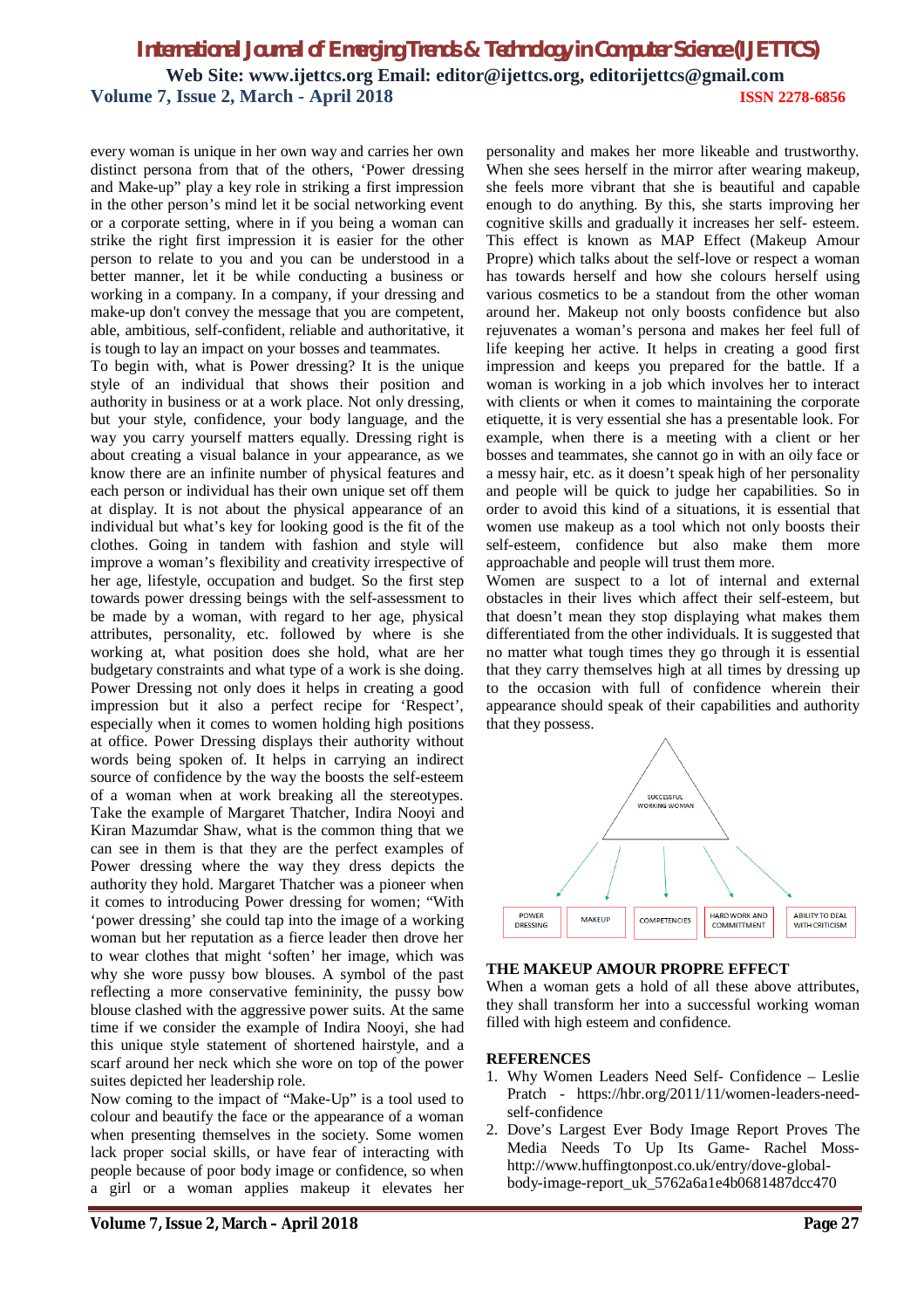every woman is unique in her own way and carries her own distinct persona from that of the others, 'Power dressing and Make-up" play a key role in striking a first impression in the other person's mind let it be social networking event or a corporate setting, where in if you being a woman can strike the right first impression it is easier for the other person to relate to you and you can be understood in a better manner, let it be while conducting a business or working in a company. In a company, if your dressing and make-up don't convey the message that you are competent, able, ambitious, self-confident, reliable and authoritative, it is tough to lay an impact on your bosses and teammates.

To begin with, what is Power dressing? It is the unique style of an individual that shows their position and authority in business or at a work place. Not only dressing, but your style, confidence, your body language, and the way you carry yourself matters equally. Dressing right is about creating a visual balance in your appearance, as we know there are an infinite number of physical features and each person or individual has their own unique set off them at display. It is not about the physical appearance of an individual but what's key for looking good is the fit of the clothes. Going in tandem with fashion and style will improve a woman's flexibility and creativity irrespective of her age, lifestyle, occupation and budget. So the first step towards power dressing beings with the self-assessment to be made by a woman, with regard to her age, physical attributes, personality, etc. followed by where is she working at, what position does she hold, what are her budgetary constraints and what type of a work is she doing. Power Dressing not only does it helps in creating a good impression but it also a perfect recipe for 'Respect', especially when it comes to women holding high positions at office. Power Dressing displays their authority without words being spoken of. It helps in carrying an indirect source of confidence by the way the boosts the self-esteem of a woman when at work breaking all the stereotypes. Take the example of Margaret Thatcher, Indira Nooyi and Kiran Mazumdar Shaw, what is the common thing that we can see in them is that they are the perfect examples of Power dressing where the way they dress depicts the authority they hold. Margaret Thatcher was a pioneer when it comes to introducing Power dressing for women; "With 'power dressing' she could tap into the image of a working woman but her reputation as a fierce leader then drove her to wear clothes that might 'soften' her image, which was why she wore pussy bow blouses. A symbol of the past reflecting a more conservative femininity, the pussy bow blouse clashed with the aggressive power suits. At the same time if we consider the example of Indira Nooyi, she had this unique style statement of shortened hairstyle, and a scarf around her neck which she wore on top of the power suites depicted her leadership role.

Now coming to the impact of "Make-Up" is a tool used to colour and beautify the face or the appearance of a woman when presenting themselves in the society. Some women lack proper social skills, or have fear of interacting with people because of poor body image or confidence, so when a girl or a woman applies makeup it elevates her personality and makes her more likeable and trustworthy. When she sees herself in the mirror after wearing makeup, she feels more vibrant that she is beautiful and capable enough to do anything. By this, she starts improving her cognitive skills and gradually it increases her self- esteem. This effect is known as MAP Effect (Makeup Amour Propre) which talks about the self-love or respect a woman has towards herself and how she colours herself using various cosmetics to be a standout from the other woman around her. Makeup not only boosts confidence but also rejuvenates a woman's persona and makes her feel full of life keeping her active. It helps in creating a good first impression and keeps you prepared for the battle. If a woman is working in a job which involves her to interact with clients or when it comes to maintaining the corporate etiquette, it is very essential she has a presentable look. For example, when there is a meeting with a client or her bosses and teammates, she cannot go in with an oily face or a messy hair, etc. as it doesn't speak high of her personality and people will be quick to judge her capabilities. So in order to avoid this kind of a situations, it is essential that women use makeup as a tool which not only boosts their self-esteem, confidence but also make them more approachable and people will trust them more.

Women are suspect to a lot of internal and external obstacles in their lives which affect their self-esteem, but that doesn't mean they stop displaying what makes them differentiated from the other individuals. It is suggested that no matter what tough times they go through it is essential that they carry themselves high at all times by dressing up to the occasion with full of confidence wherein their appearance should speak of their capabilities and authority that they possess.

SUCCESSFUL WORKING WOMAN

POWER DRESSING | MAKEUP | COMPETENCIES | HARD WORK AND COMMITTMENT | ABILITY TO DEAL WITH CRITICISM

**THE MAKEUP AMOUR PROPRE EFFECT**

When a woman gets a hold of all these above attributes, they shall transform her into a successful working woman filled with high esteem and confidence.

## REFERENCES

1. Why Women Leaders Need Self- Confidence – Leslie Pratch - https://hbr.org/2011/11/women-leaders-need-self-confidence
2. Dove's Largest Ever Body Image Report Proves The Media Needs To Up Its Game- Rachel Moss- http://www.huffingtonpost.co.uk/entry/dove-global-body-image-report_uk_5762a6a1e4b0681487dcc470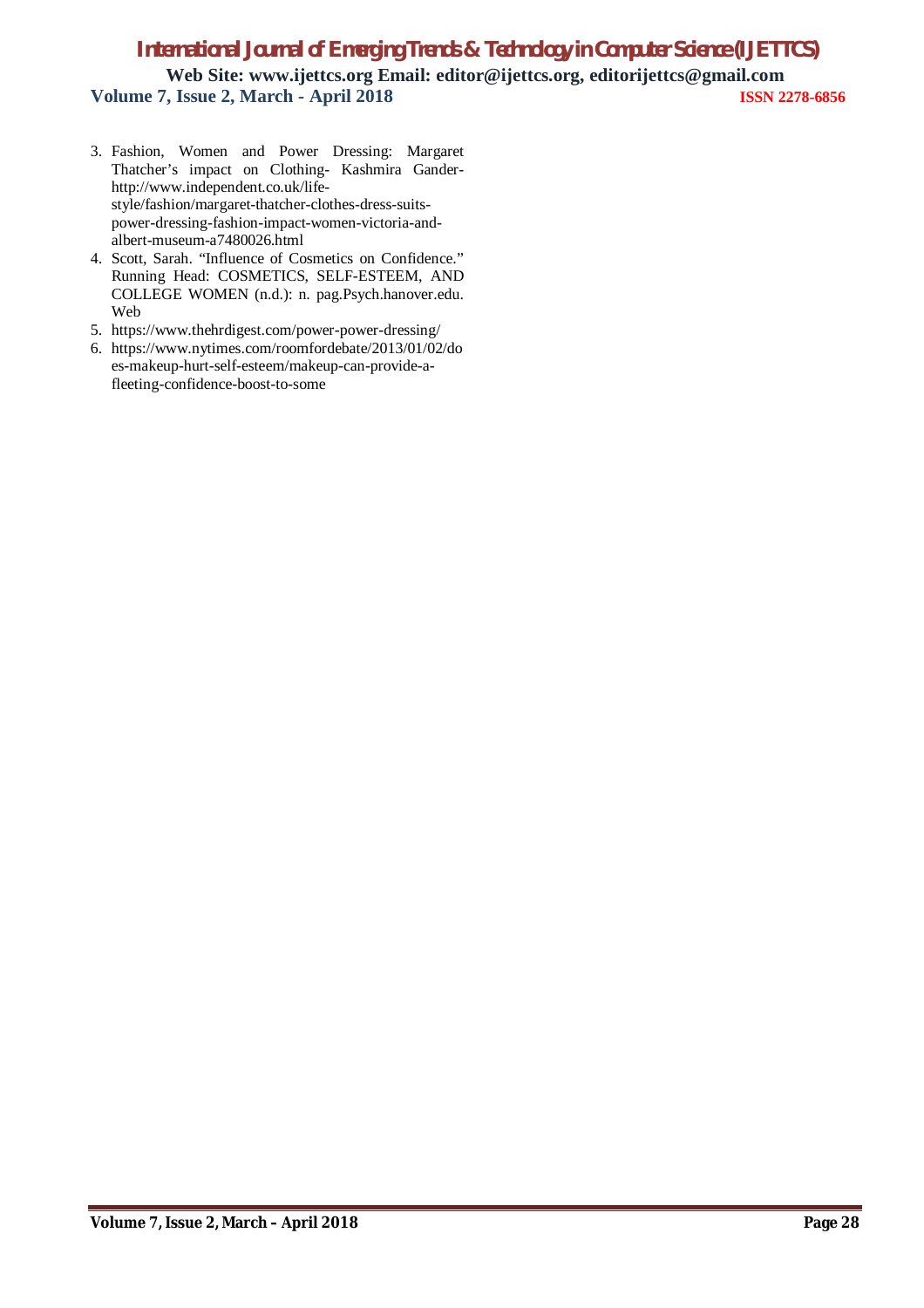3. Fashion, Women and Power Dressing: Margaret Thatcher's impact on Clothing- Kashmira Gander- http://www.independent.co.uk/life-style/fashion/margaret-thatcher-clothes-dress-suits-power-dressing-fashion-impact-women-victoria-and-albert-museum-a7480026.html
4. Scott, Sarah. "Influence of Cosmetics on Confidence." Running Head: COSMETICS, SELF-ESTEEM, AND COLLEGE WOMEN (n.d.): n. pag.Psych.hanover.edu. Web
5. https://www.thehrdigest.com/power-power-dressing/
6. https://www.nytimes.com/roomfordebate/2013/01/02/does-makeup-hurt-self-esteem/makeup-can-provide-a-fleeting-confidence-boost-to-some